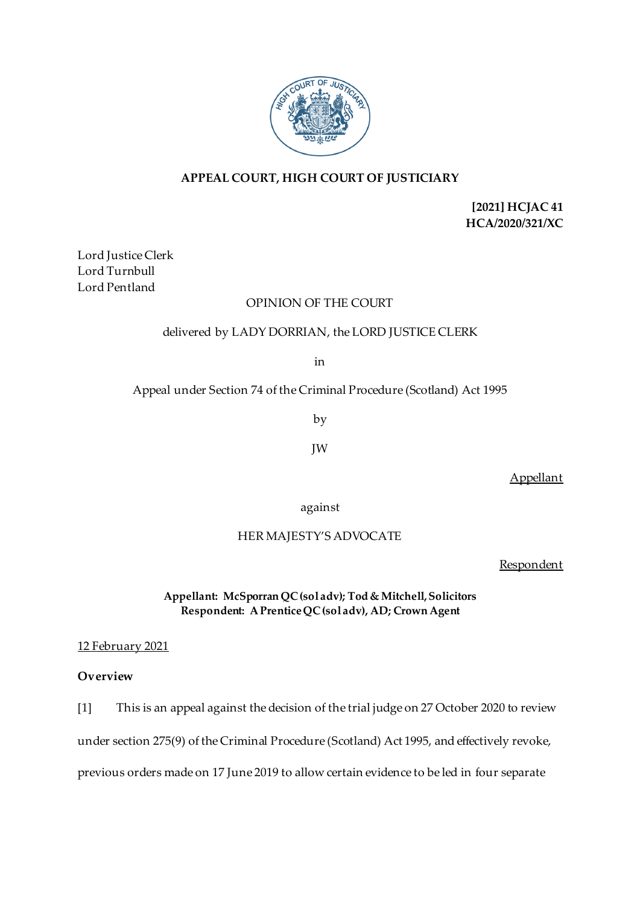**APPEAL COURT, HIGH COURT OF JUSTICIARY**

**[2021] HCJAC 41**
**HCA/2020/321/XC**

Lord Justice Clerk
Lord Turnbull
Lord Pentland

OPINION OF THE COURT

delivered by LADY DORRIAN, the LORD JUSTICE CLERK

in

Appeal under Section 74 of the Criminal Procedure (Scotland) Act 1995

by

JW

Appellant

against

HER MAJESTY'S ADVOCATE

Respondent

**Appellant: McSporran QC (sol adv); Tod & Mitchell, Solicitors**
**Respondent: A Prentice QC (sol adv), AD; Crown Agent**

12 February 2021

**Overview**

[1] This is an appeal against the decision of the trial judge on 27 October 2020 to review under section 275(9) of the Criminal Procedure (Scotland) Act 1995, and effectively revoke, previous orders made on 17 June 2019 to allow certain evidence to be led in four separate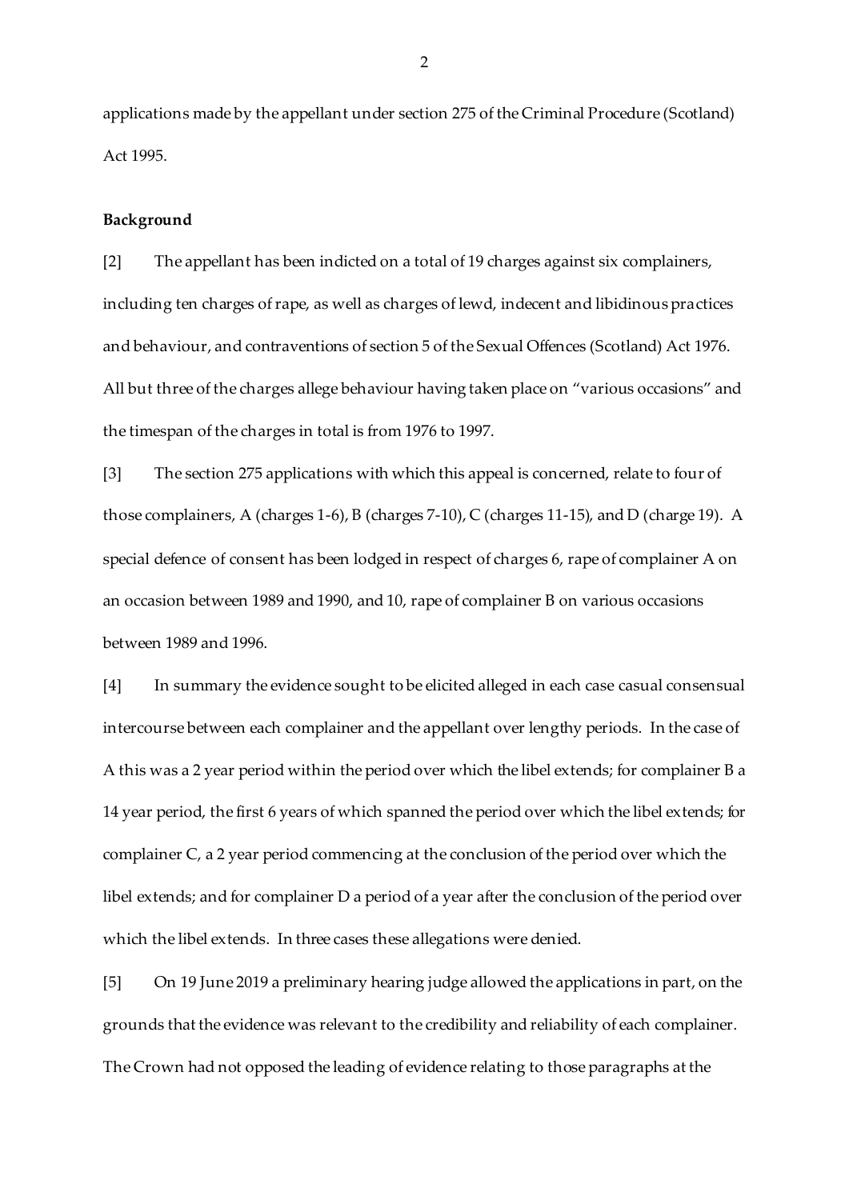applications made by the appellant under section 275 of the Criminal Procedure (Scotland) Act 1995.

**Background**

[2] The appellant has been indicted on a total of 19 charges against six complainers, including ten charges of rape, as well as charges of lewd, indecent and libidinous practices and behaviour, and contraventions of section 5 of the Sexual Offences (Scotland) Act 1976. All but three of the charges allege behaviour having taken place on "various occasions" and the timespan of the charges in total is from 1976 to 1997.

[3] The section 275 applications with which this appeal is concerned, relate to four of those complainers, A (charges 1-6), B (charges 7-10), C (charges 11-15), and D (charge 19). A special defence of consent has been lodged in respect of charges 6, rape of complainer A on an occasion between 1989 and 1990, and 10, rape of complainer B on various occasions between 1989 and 1996.

[4] In summary the evidence sought to be elicited alleged in each case casual consensual intercourse between each complainer and the appellant over lengthy periods. In the case of A this was a 2 year period within the period over which the libel extends; for complainer B a 14 year period, the first 6 years of which spanned the period over which the libel extends; for complainer C, a 2 year period commencing at the conclusion of the period over which the libel extends; and for complainer D a period of a year after the conclusion of the period over which the libel extends. In three cases these allegations were denied.

[5] On 19 June 2019 a preliminary hearing judge allowed the applications in part, on the grounds that the evidence was relevant to the credibility and reliability of each complainer. The Crown had not opposed the leading of evidence relating to those paragraphs at the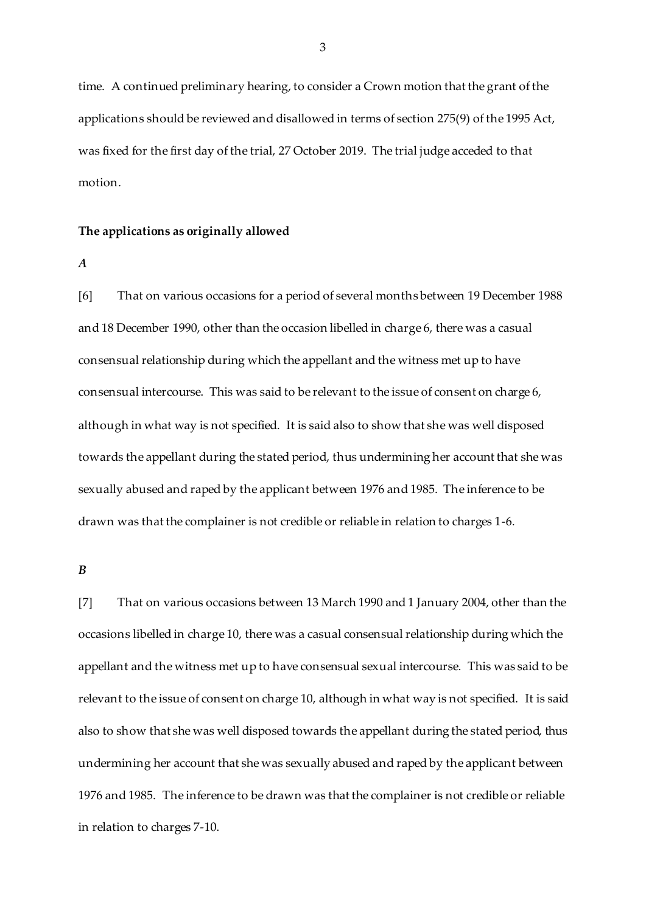time. A continued preliminary hearing, to consider a Crown motion that the grant of the applications should be reviewed and disallowed in terms of section 275(9) of the 1995 Act, was fixed for the first day of the trial, 27 October 2019. The trial judge acceded to that motion.

### The applications as originally allowed

***A***

[6] That on various occasions for a period of several months between 19 December 1988 and 18 December 1990, other than the occasion libelled in charge 6, there was a casual consensual relationship during which the appellant and the witness met up to have consensual intercourse. This was said to be relevant to the issue of consent on charge 6, although in what way is not specified. It is said also to show that she was well disposed towards the appellant during the stated period, thus undermining her account that she was sexually abused and raped by the applicant between 1976 and 1985. The inference to be drawn was that the complainer is not credible or reliable in relation to charges 1-6.

***B***

[7] That on various occasions between 13 March 1990 and 1 January 2004, other than the occasions libelled in charge 10, there was a casual consensual relationship during which the appellant and the witness met up to have consensual sexual intercourse. This was said to be relevant to the issue of consent on charge 10, although in what way is not specified. It is said also to show that she was well disposed towards the appellant during the stated period, thus undermining her account that she was sexually abused and raped by the applicant between 1976 and 1985. The inference to be drawn was that the complainer is not credible or reliable in relation to charges 7-10.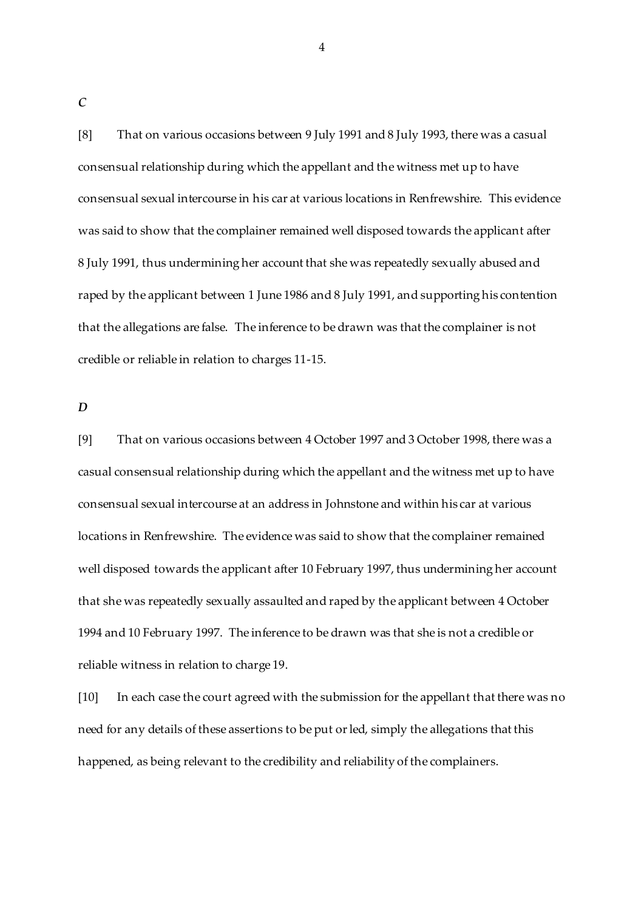***C***

[8] That on various occasions between 9 July 1991 and 8 July 1993, there was a casual consensual relationship during which the appellant and the witness met up to have consensual sexual intercourse in his car at various locations in Renfrewshire. This evidence was said to show that the complainer remained well disposed towards the applicant after 8 July 1991, thus undermining her account that she was repeatedly sexually abused and raped by the applicant between 1 June 1986 and 8 July 1991, and supporting his contention that the allegations are false. The inference to be drawn was that the complainer is not credible or reliable in relation to charges 11-15.

***D***

[9] That on various occasions between 4 October 1997 and 3 October 1998, there was a casual consensual relationship during which the appellant and the witness met up to have consensual sexual intercourse at an address in Johnstone and within his car at various locations in Renfrewshire. The evidence was said to show that the complainer remained well disposed towards the applicant after 10 February 1997, thus undermining her account that she was repeatedly sexually assaulted and raped by the applicant between 4 October 1994 and 10 February 1997. The inference to be drawn was that she is not a credible or reliable witness in relation to charge 19.

[10] In each case the court agreed with the submission for the appellant that there was no need for any details of these assertions to be put or led, simply the allegations that this happened, as being relevant to the credibility and reliability of the complainers.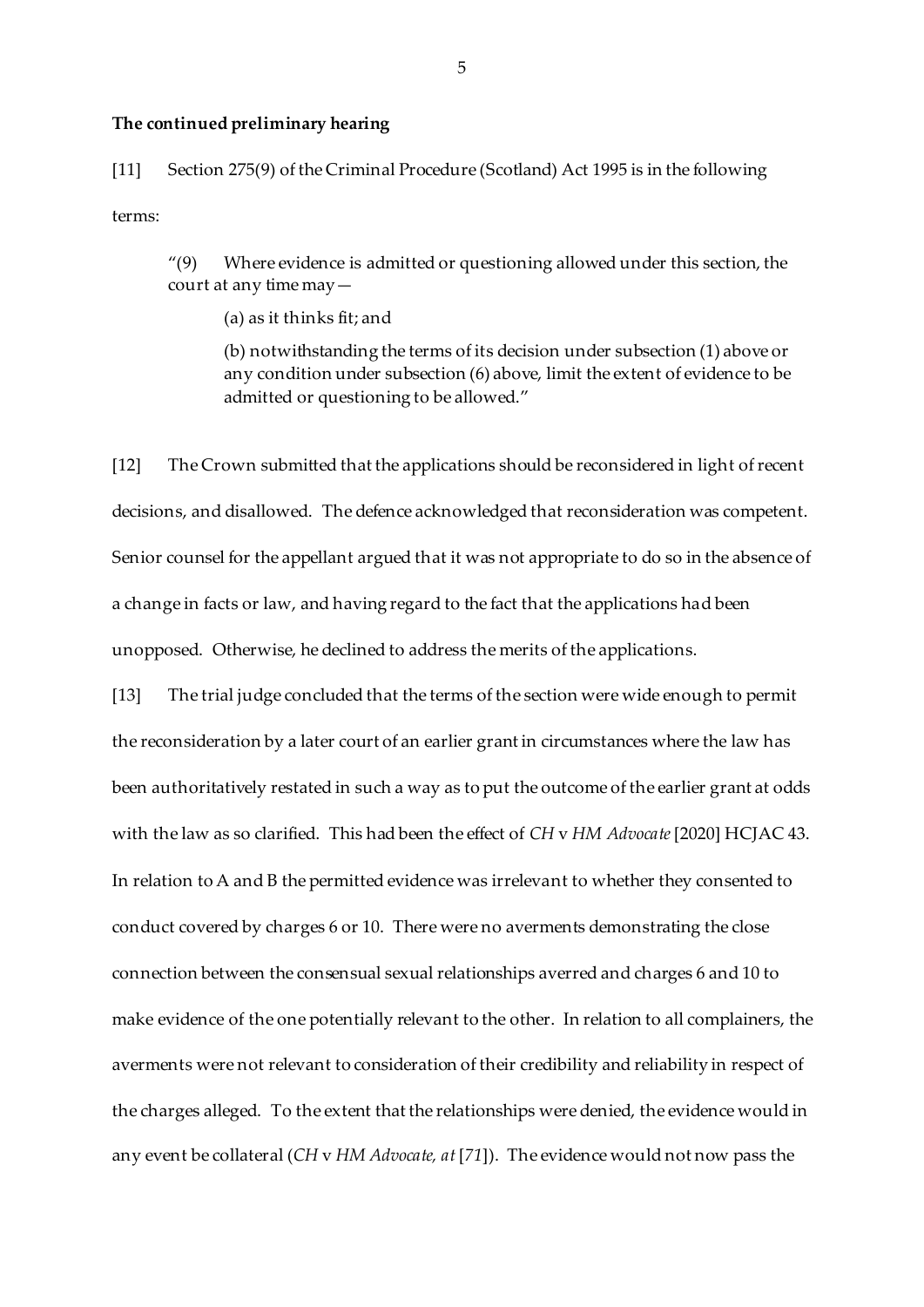**The continued preliminary hearing**

[11] Section 275(9) of the Criminal Procedure (Scotland) Act 1995 is in the following terms:

> "(9) Where evidence is admitted or questioning allowed under this section, the court at any time may—
>
> (a) as it thinks fit; and
>
> (b) notwithstanding the terms of its decision under subsection (1) above or any condition under subsection (6) above, limit the extent of evidence to be admitted or questioning to be allowed."

[12] The Crown submitted that the applications should be reconsidered in light of recent decisions, and disallowed. The defence acknowledged that reconsideration was competent. Senior counsel for the appellant argued that it was not appropriate to do so in the absence of a change in facts or law, and having regard to the fact that the applications had been unopposed. Otherwise, he declined to address the merits of the applications.

[13] The trial judge concluded that the terms of the section were wide enough to permit the reconsideration by a later court of an earlier grant in circumstances where the law has been authoritatively restated in such a way as to put the outcome of the earlier grant at odds with the law as so clarified. This had been the effect of *CH* v *HM Advocate* [2020] HCJAC 43. In relation to A and B the permitted evidence was irrelevant to whether they consented to conduct covered by charges 6 or 10. There were no averments demonstrating the close connection between the consensual sexual relationships averred and charges 6 and 10 to make evidence of the one potentially relevant to the other. In relation to all complainers, the averments were not relevant to consideration of their credibility and reliability in respect of the charges alleged. To the extent that the relationships were denied, the evidence would in any event be collateral (*CH* v *HM Advocate, at* [*71*]). The evidence would not now pass the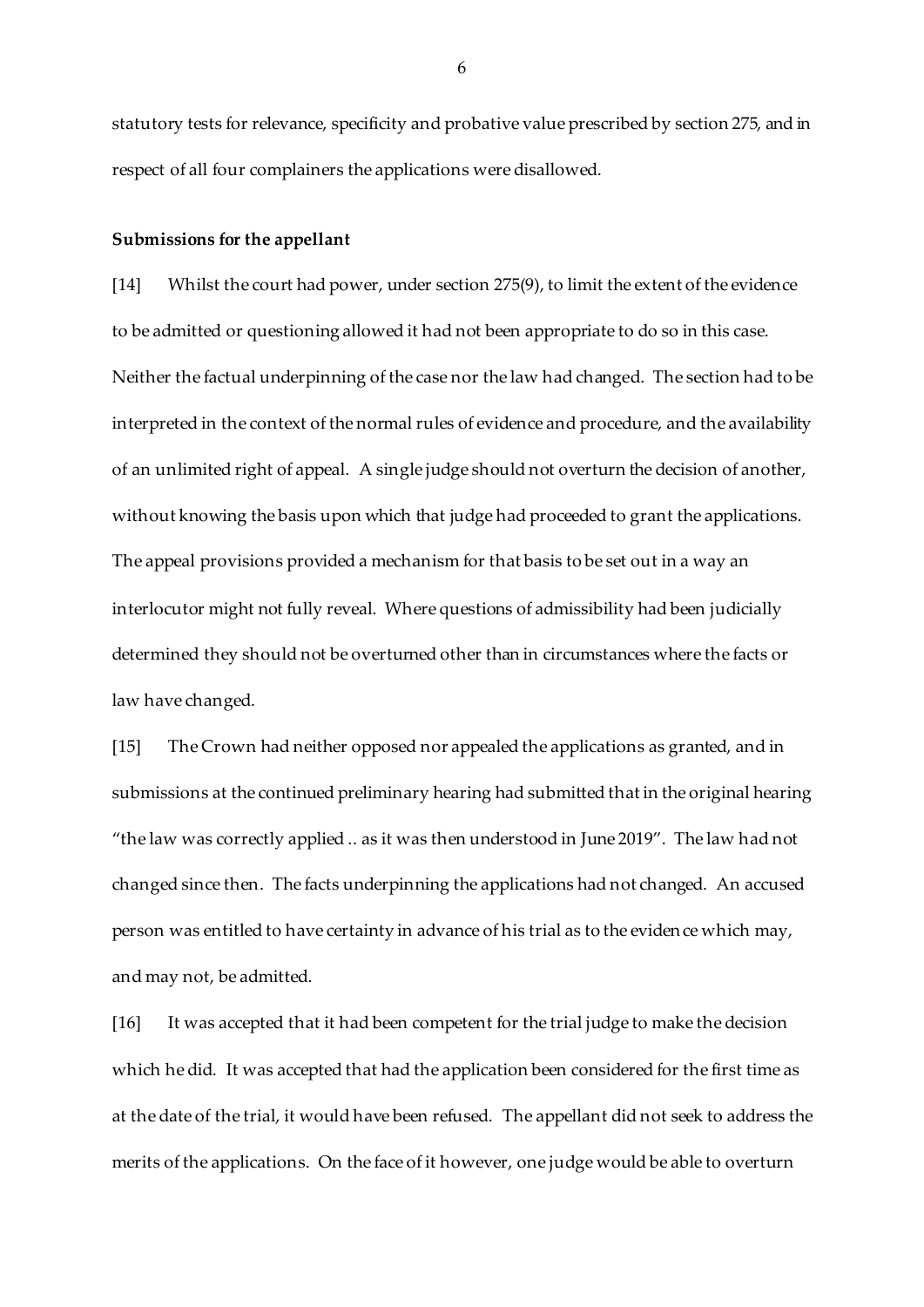statutory tests for relevance, specificity and probative value prescribed by section 275, and in respect of all four complainers the applications were disallowed.

**Submissions for the appellant**

[14] Whilst the court had power, under section 275(9), to limit the extent of the evidence to be admitted or questioning allowed it had not been appropriate to do so in this case. Neither the factual underpinning of the case nor the law had changed. The section had to be interpreted in the context of the normal rules of evidence and procedure, and the availability of an unlimited right of appeal. A single judge should not overturn the decision of another, without knowing the basis upon which that judge had proceeded to grant the applications. The appeal provisions provided a mechanism for that basis to be set out in a way an interlocutor might not fully reveal. Where questions of admissibility had been judicially determined they should not be overturned other than in circumstances where the facts or law have changed.

[15] The Crown had neither opposed nor appealed the applications as granted, and in submissions at the continued preliminary hearing had submitted that in the original hearing "the law was correctly applied .. as it was then understood in June 2019". The law had not changed since then. The facts underpinning the applications had not changed. An accused person was entitled to have certainty in advance of his trial as to the evidence which may, and may not, be admitted.

[16] It was accepted that it had been competent for the trial judge to make the decision which he did. It was accepted that had the application been considered for the first time as at the date of the trial, it would have been refused. The appellant did not seek to address the merits of the applications. On the face of it however, one judge would be able to overturn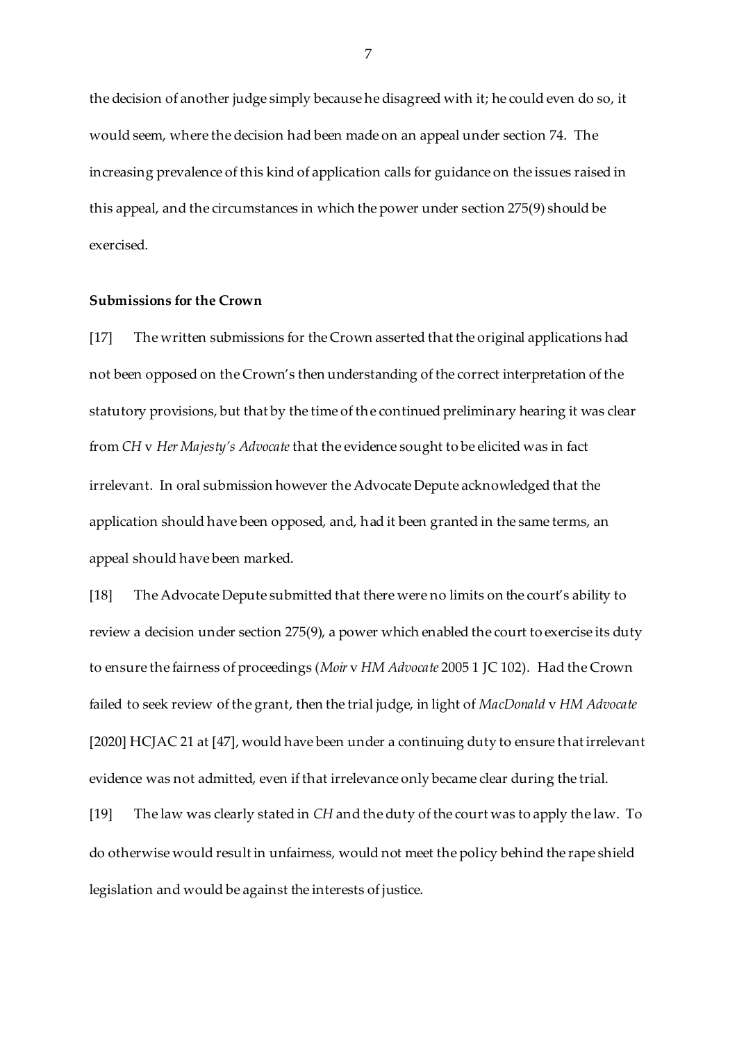the decision of another judge simply because he disagreed with it; he could even do so, it would seem, where the decision had been made on an appeal under section 74. The increasing prevalence of this kind of application calls for guidance on the issues raised in this appeal, and the circumstances in which the power under section 275(9) should be exercised.

**Submissions for the Crown**

[17] The written submissions for the Crown asserted that the original applications had not been opposed on the Crown's then understanding of the correct interpretation of the statutory provisions, but that by the time of the continued preliminary hearing it was clear from *CH* v *Her Majesty's Advocate* that the evidence sought to be elicited was in fact irrelevant. In oral submission however the Advocate Depute acknowledged that the application should have been opposed, and, had it been granted in the same terms, an appeal should have been marked.

[18] The Advocate Depute submitted that there were no limits on the court's ability to review a decision under section 275(9), a power which enabled the court to exercise its duty to ensure the fairness of proceedings (*Moir* v *HM Advocate* 2005 1 JC 102). Had the Crown failed to seek review of the grant, then the trial judge, in light of *MacDonald* v *HM Advocate* [2020] HCJAC 21 at [47], would have been under a continuing duty to ensure that irrelevant evidence was not admitted, even if that irrelevance only became clear during the trial.

[19] The law was clearly stated in *CH* and the duty of the court was to apply the law. To do otherwise would result in unfairness, would not meet the policy behind the rape shield legislation and would be against the interests of justice.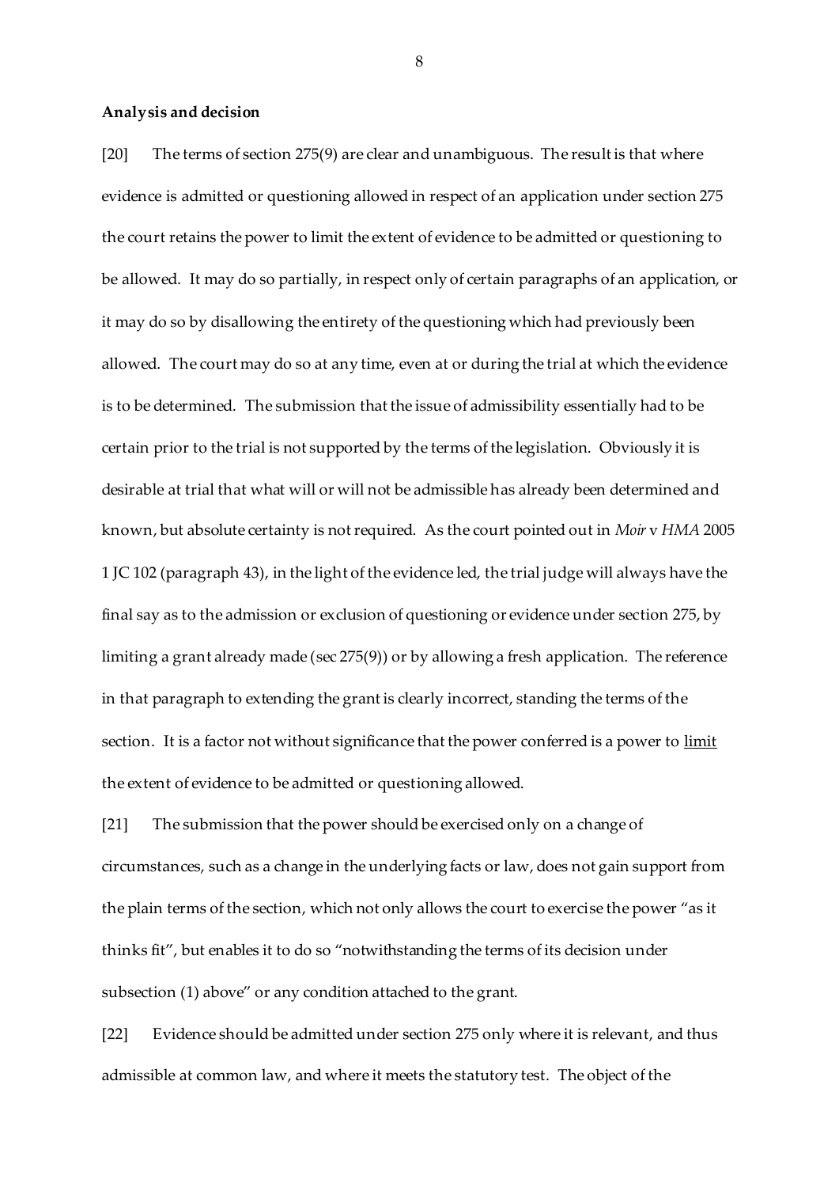**Analysis and decision**

[20] The terms of section 275(9) are clear and unambiguous. The result is that where evidence is admitted or questioning allowed in respect of an application under section 275 the court retains the power to limit the extent of evidence to be admitted or questioning to be allowed. It may do so partially, in respect only of certain paragraphs of an application, or it may do so by disallowing the entirety of the questioning which had previously been allowed. The court may do so at any time, even at or during the trial at which the evidence is to be determined. The submission that the issue of admissibility essentially had to be certain prior to the trial is not supported by the terms of the legislation. Obviously it is desirable at trial that what will or will not be admissible has already been determined and known, but absolute certainty is not required. As the court pointed out in *Moir* v *HMA* 2005 1 JC 102 (paragraph 43), in the light of the evidence led, the trial judge will always have the final say as to the admission or exclusion of questioning or evidence under section 275, by limiting a grant already made (sec 275(9)) or by allowing a fresh application. The reference in that paragraph to extending the grant is clearly incorrect, standing the terms of the section. It is a factor not without significance that the power conferred is a power to <u>limit</u> the extent of evidence to be admitted or questioning allowed.

[21] The submission that the power should be exercised only on a change of circumstances, such as a change in the underlying facts or law, does not gain support from the plain terms of the section, which not only allows the court to exercise the power "as it thinks fit", but enables it to do so "notwithstanding the terms of its decision under subsection (1) above" or any condition attached to the grant.

[22] Evidence should be admitted under section 275 only where it is relevant, and thus admissible at common law, and where it meets the statutory test. The object of the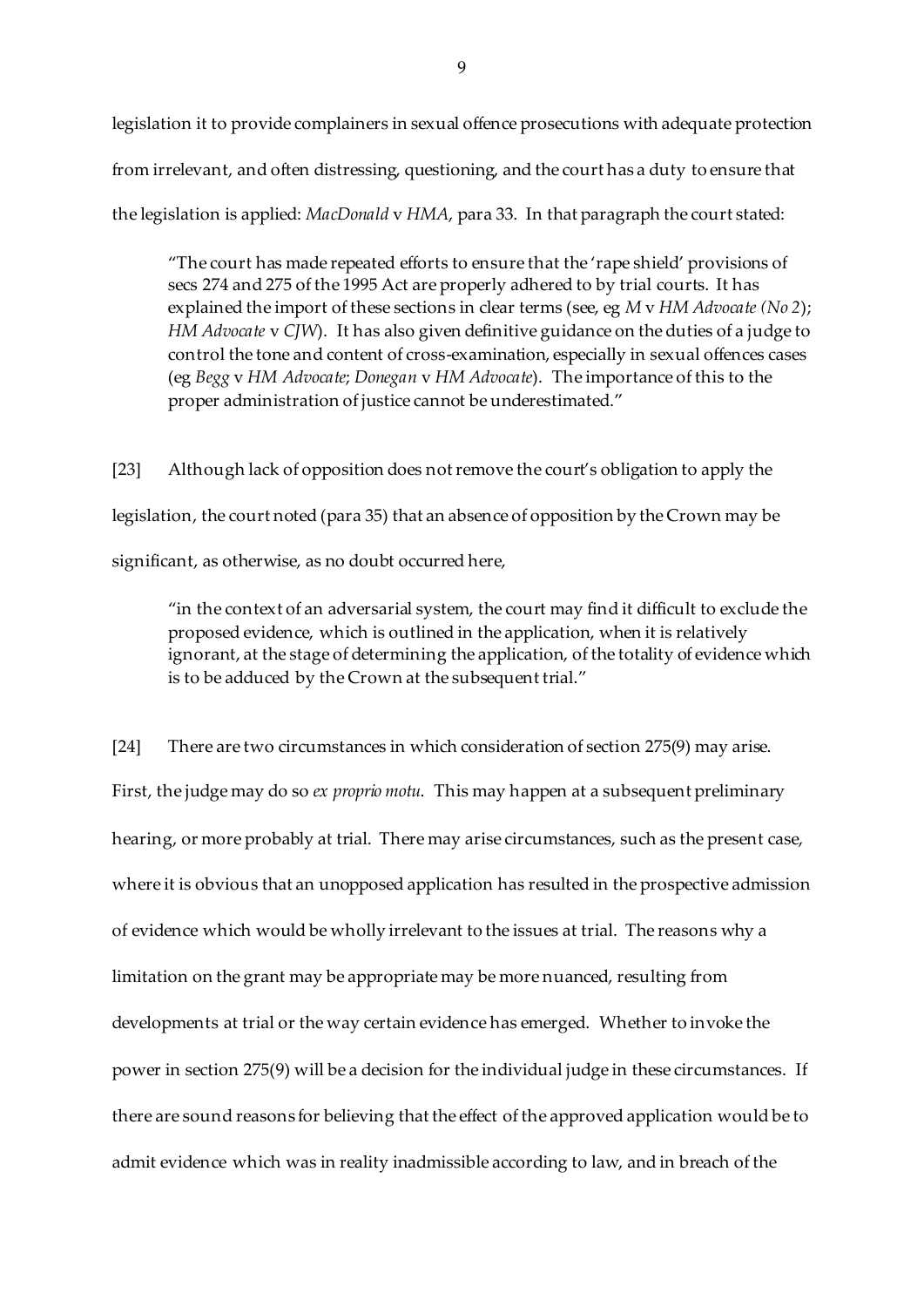legislation it to provide complainers in sexual offence prosecutions with adequate protection from irrelevant, and often distressing, questioning, and the court has a duty to ensure that the legislation is applied: *MacDonald* v *HMA*, para 33. In that paragraph the court stated:

> "The court has made repeated efforts to ensure that the 'rape shield' provisions of secs 274 and 275 of the 1995 Act are properly adhered to by trial courts. It has explained the import of these sections in clear terms (see, eg *M* v *HM Advocate (No 2)*; *HM Advocate* v *CJW*). It has also given definitive guidance on the duties of a judge to control the tone and content of cross-examination, especially in sexual offences cases (eg *Begg* v *HM Advocate*; *Donegan* v *HM Advocate*). The importance of this to the proper administration of justice cannot be underestimated."

[23] Although lack of opposition does not remove the court's obligation to apply the legislation, the court noted (para 35) that an absence of opposition by the Crown may be significant, as otherwise, as no doubt occurred here,

> "in the context of an adversarial system, the court may find it difficult to exclude the proposed evidence, which is outlined in the application, when it is relatively ignorant, at the stage of determining the application, of the totality of evidence which is to be adduced by the Crown at the subsequent trial."

[24] There are two circumstances in which consideration of section 275(9) may arise. First, the judge may do so *ex proprio motu*. This may happen at a subsequent preliminary hearing, or more probably at trial. There may arise circumstances, such as the present case, where it is obvious that an unopposed application has resulted in the prospective admission of evidence which would be wholly irrelevant to the issues at trial. The reasons why a limitation on the grant may be appropriate may be more nuanced, resulting from developments at trial or the way certain evidence has emerged. Whether to invoke the power in section 275(9) will be a decision for the individual judge in these circumstances. If there are sound reasons for believing that the effect of the approved application would be to admit evidence which was in reality inadmissible according to law, and in breach of the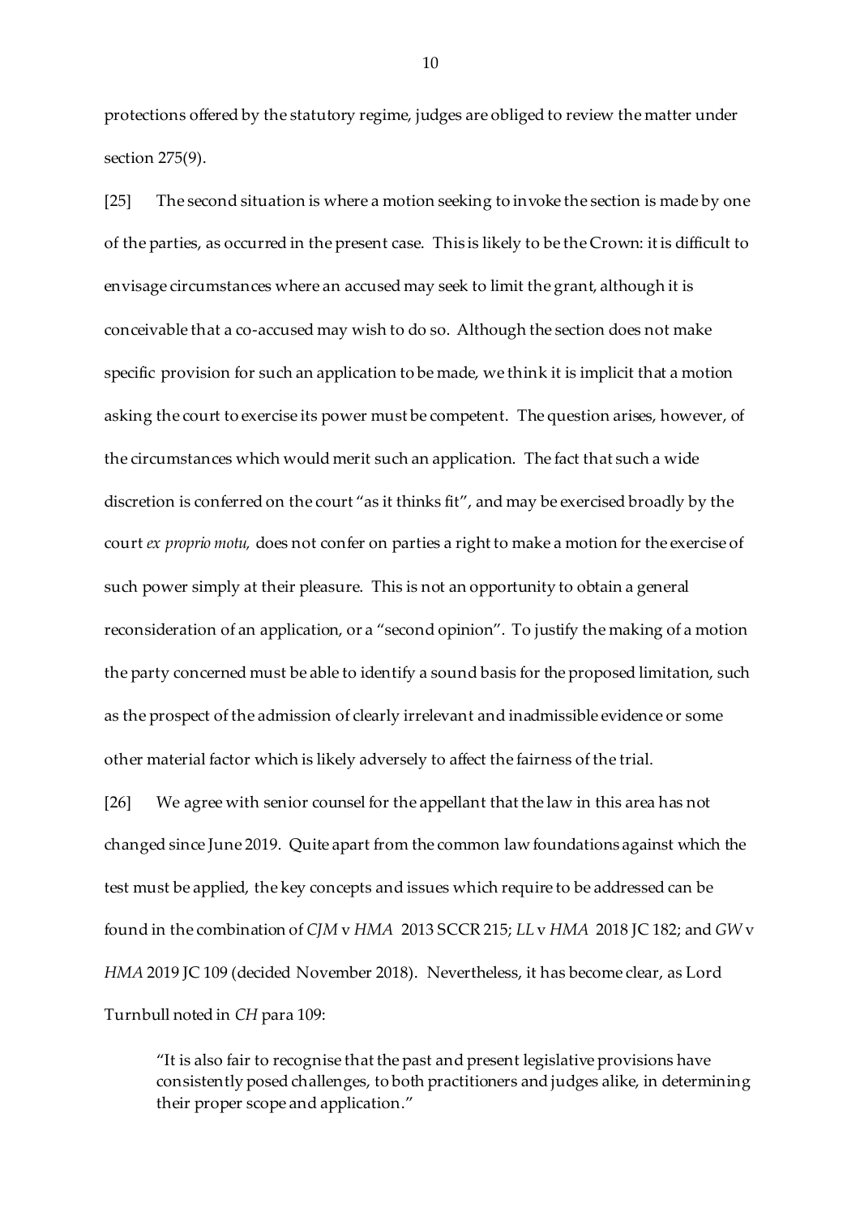protections offered by the statutory regime, judges are obliged to review the matter under section 275(9).

[25] The second situation is where a motion seeking to invoke the section is made by one of the parties, as occurred in the present case. This is likely to be the Crown: it is difficult to envisage circumstances where an accused may seek to limit the grant, although it is conceivable that a co-accused may wish to do so. Although the section does not make specific provision for such an application to be made, we think it is implicit that a motion asking the court to exercise its power must be competent. The question arises, however, of the circumstances which would merit such an application. The fact that such a wide discretion is conferred on the court "as it thinks fit", and may be exercised broadly by the court *ex proprio motu,* does not confer on parties a right to make a motion for the exercise of such power simply at their pleasure. This is not an opportunity to obtain a general reconsideration of an application, or a "second opinion". To justify the making of a motion the party concerned must be able to identify a sound basis for the proposed limitation, such as the prospect of the admission of clearly irrelevant and inadmissible evidence or some other material factor which is likely adversely to affect the fairness of the trial.

[26] We agree with senior counsel for the appellant that the law in this area has not changed since June 2019. Quite apart from the common law foundations against which the test must be applied, the key concepts and issues which require to be addressed can be found in the combination of *CJM* v *HMA* 2013 SCCR 215; *LL* v *HMA* 2018 JC 182; and *GW* v *HMA* 2019 JC 109 (decided November 2018). Nevertheless, it has become clear, as Lord Turnbull noted in *CH* para 109:

> "It is also fair to recognise that the past and present legislative provisions have consistently posed challenges, to both practitioners and judges alike, in determining their proper scope and application."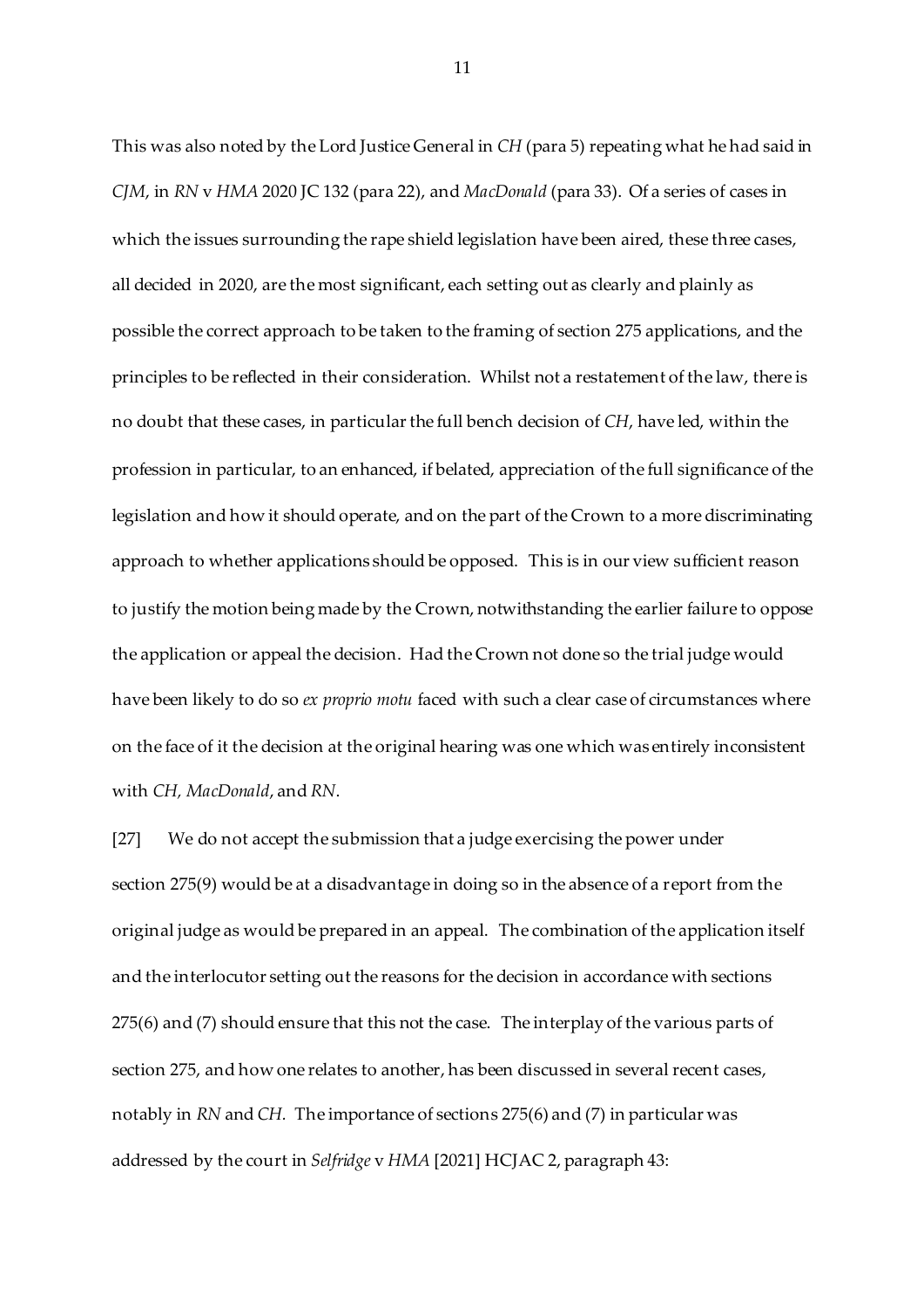This was also noted by the Lord Justice General in *CH* (para 5) repeating what he had said in *CJM*, in *RN* v *HMA* 2020 JC 132 (para 22), and *MacDonald* (para 33). Of a series of cases in which the issues surrounding the rape shield legislation have been aired, these three cases, all decided in 2020, are the most significant, each setting out as clearly and plainly as possible the correct approach to be taken to the framing of section 275 applications, and the principles to be reflected in their consideration. Whilst not a restatement of the law, there is no doubt that these cases, in particular the full bench decision of *CH*, have led, within the profession in particular, to an enhanced, if belated, appreciation of the full significance of the legislation and how it should operate, and on the part of the Crown to a more discriminating approach to whether applications should be opposed. This is in our view sufficient reason to justify the motion being made by the Crown, notwithstanding the earlier failure to oppose the application or appeal the decision. Had the Crown not done so the trial judge would have been likely to do so *ex proprio motu* faced with such a clear case of circumstances where on the face of it the decision at the original hearing was one which was entirely inconsistent with *CH, MacDonald*, and *RN*.

[27] We do not accept the submission that a judge exercising the power under section 275(9) would be at a disadvantage in doing so in the absence of a report from the original judge as would be prepared in an appeal. The combination of the application itself and the interlocutor setting out the reasons for the decision in accordance with sections 275(6) and (7) should ensure that this not the case. The interplay of the various parts of section 275, and how one relates to another, has been discussed in several recent cases, notably in *RN* and *CH.* The importance of sections 275(6) and (7) in particular was addressed by the court in *Selfridge* v *HMA* [2021] HCJAC 2, paragraph 43: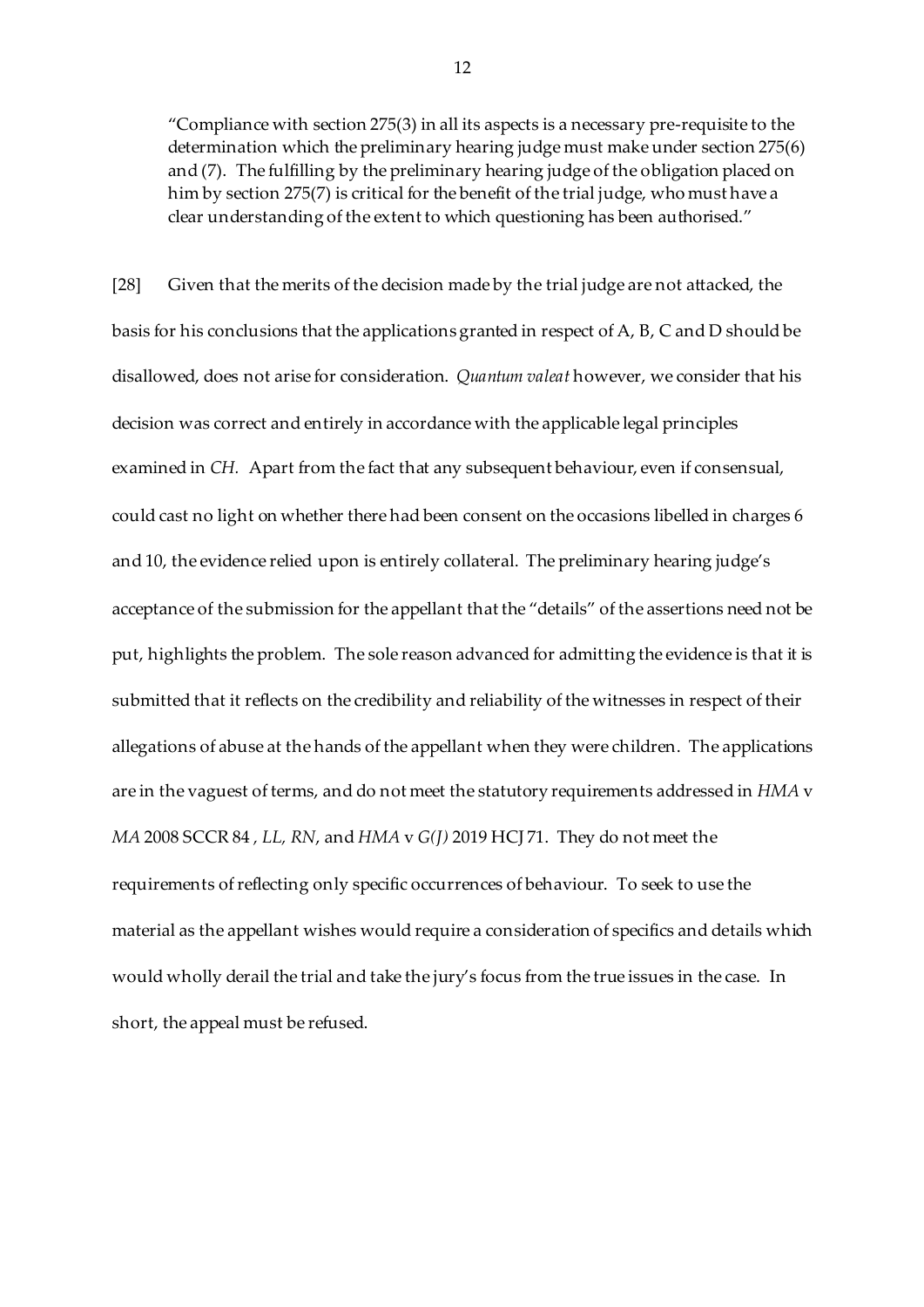> "Compliance with section 275(3) in all its aspects is a necessary pre-requisite to the determination which the preliminary hearing judge must make under section 275(6) and (7). The fulfilling by the preliminary hearing judge of the obligation placed on him by section 275(7) is critical for the benefit of the trial judge, who must have a clear understanding of the extent to which questioning has been authorised."

[28] Given that the merits of the decision made by the trial judge are not attacked, the basis for his conclusions that the applications granted in respect of A, B, C and D should be disallowed, does not arise for consideration. *Quantum valeat* however, we consider that his decision was correct and entirely in accordance with the applicable legal principles examined in *CH.* Apart from the fact that any subsequent behaviour, even if consensual, could cast no light on whether there had been consent on the occasions libelled in charges 6 and 10, the evidence relied upon is entirely collateral. The preliminary hearing judge's acceptance of the submission for the appellant that the "details" of the assertions need not be put, highlights the problem. The sole reason advanced for admitting the evidence is that it is submitted that it reflects on the credibility and reliability of the witnesses in respect of their allegations of abuse at the hands of the appellant when they were children. The applications are in the vaguest of terms, and do not meet the statutory requirements addressed in *HMA* v *MA* 2008 SCCR 84 , *LL, RN*, and *HMA* v *G(J)* 2019 HCJ 71. They do not meet the requirements of reflecting only specific occurrences of behaviour. To seek to use the material as the appellant wishes would require a consideration of specifics and details which would wholly derail the trial and take the jury's focus from the true issues in the case. In short, the appeal must be refused.